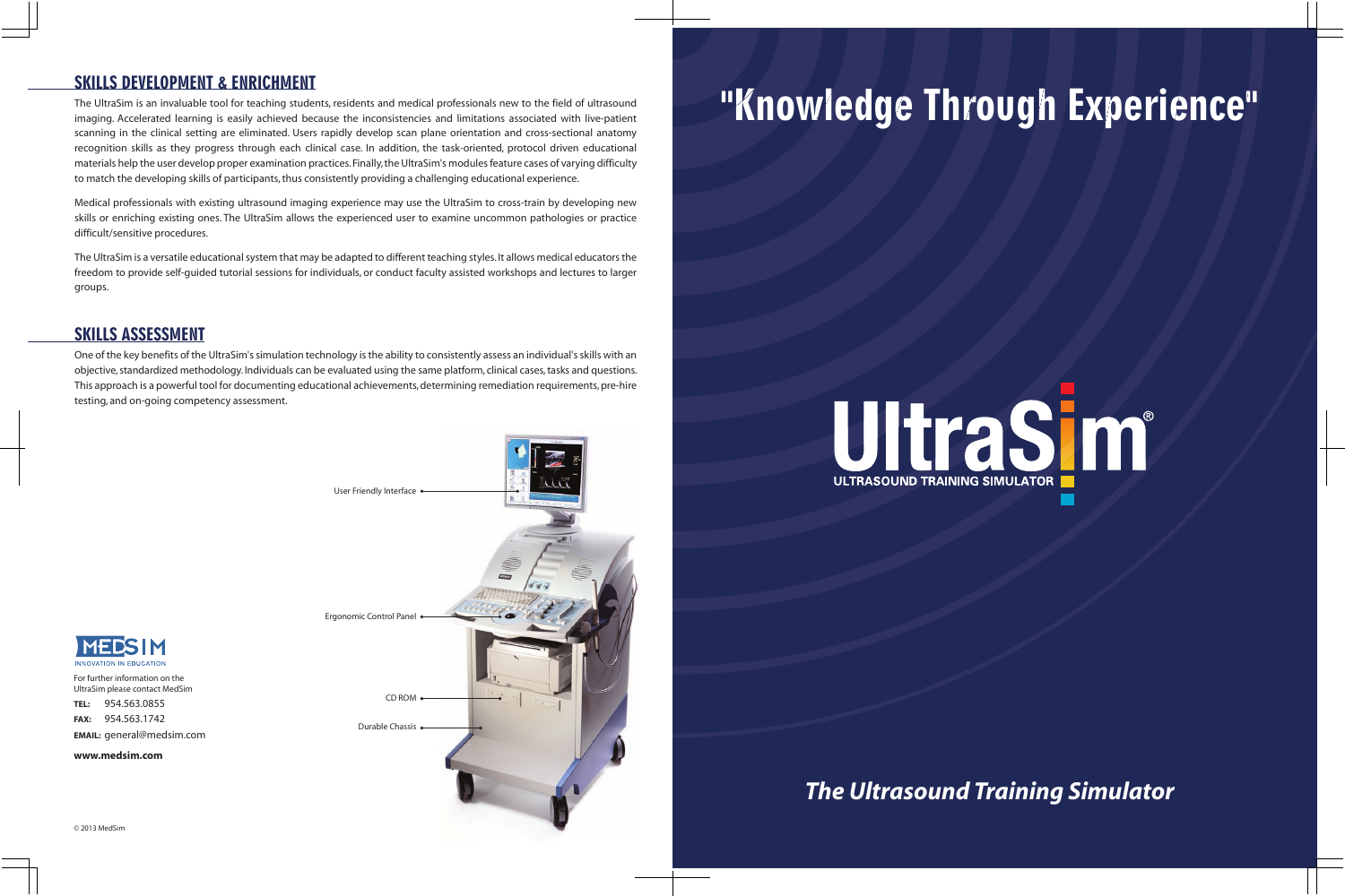## SKILLS DEVELOPMENT & ENRICHMENT

The UltraSim is an invaluable tool for teaching students, residents and medical professionals new to the field of ultrasound imaging. Accelerated learning is easily achieved because the inconsistencies and limitations associated with live-patient scanning in the clinical setting are eliminated. Users rapidly develop scan plane orientation and cross-sectional anatomy recognition skills as they progress through each clinical case. In addition, the task-oriented, protocol driven educational materials help the user develop proper examination practices. Finally, the UltraSim's modules feature cases of varying difficulty to match the developing skills of participants, thus consistently providing a challenging educational experience.

Medical professionals with existing ultrasound imaging experience may use the UltraSim to cross-train by developing new skills or enriching existing ones. The UltraSim allows the experienced user to examine uncommon pathologies or practice difficult/sensitive procedures.

The UltraSim is a versatile educational system that may be adapted to different teaching styles. It allows medical educators the freedom to provide self-guided tutorial sessions for individuals, or conduct faculty assisted workshops and lectures to larger groups.

## SKILLS ASSESSMENT

One of the key benefits of the UltraSim's simulation technology is the ability to consistently assess an individual's skills with an objective, standardized methodology. Individuals can be evaluated using the same platform, clinical cases, tasks and questions. This approach is a powerful tool for documenting educational achievements, determining remediation requirements, pre-hire testing, and on-going competency assessment.

User Friendly Interface

Ergonomic Control Panel

CD ROM

Durable Chassis

MEDSIM
INNOVATION IN EDUCATION

For further information on the UltraSim please contact MedSim

**TEL:** 954.563.0855

**FAX:** 954.563.1742

**EMAIL:** general@medsim.com

**www.medsim.com**

© 2013 MedSim

# "Knowledge Through Experience"

UltraSim®
ULTRASOUND TRAINING SIMULATOR

***The Ultrasound Training Simulator***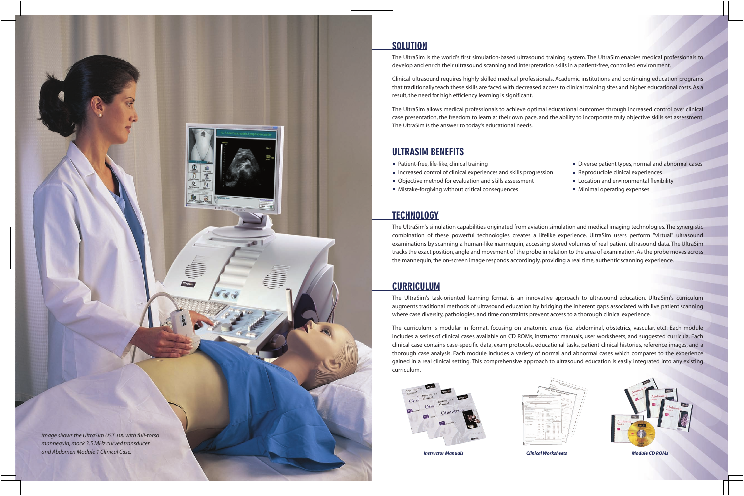## SOLUTION

The UltraSim is the world's first simulation-based ultrasound training system. The UltraSim enables medical professionals to develop and enrich their ultrasound scanning and interpretation skills in a patient-free, controlled environment.

Clinical ultrasound requires highly skilled medical professionals. Academic institutions and continuing education programs that traditionally teach these skills are faced with decreased access to clinical training sites and higher educational costs. As a result, the need for high efficiency learning is significant.

The UltraSim allows medical professionals to achieve optimal educational outcomes through increased control over clinical case presentation, the freedom to learn at their own pace, and the ability to incorporate truly objective skills set assessment. The UltraSim is the answer to today's educational needs.

## ULTRASIM BENEFITS

- Patient-free, life-like, clinical training
- Increased control of clinical experiences and skills progression
- Objective method for evaluation and skills assessment
- Mistake-forgiving without critical consequences
- Diverse patient types, normal and abnormal cases
- Reproducible clinical experiences
- Location and environmental flexibility
- Minimal operating expenses

## TECHNOLOGY

The UltraSim's simulation capabilities originated from aviation simulation and medical imaging technologies. The synergistic combination of these powerful technologies creates a lifelike experience. UltraSim users perform "virtual" ultrasound examinations by scanning a human-like mannequin, accessing stored volumes of real patient ultrasound data. The UltraSim tracks the exact position, angle and movement of the probe in relation to the area of examination. As the probe moves across the mannequin, the on-screen image responds accordingly, providing a real time, authentic scanning experience.

## CURRICULUM

The UltraSim's task-oriented learning format is an innovative approach to ultrasound education. UltraSim's curriculum augments traditional methods of ultrasound education by bridging the inherent gaps associated with live patient scanning where case diversity, pathologies, and time constraints prevent access to a thorough clinical experience.

The curriculum is modular in format, focusing on anatomic areas (i.e. abdominal, obstetrics, vascular, etc). Each module includes a series of clinical cases available on CD ROMs, instructor manuals, user worksheets, and suggested curricula. Each clinical case contains case-specific data, exam protocols, educational tasks, patient clinical histories, reference images, and a thorough case analysis. Each module includes a variety of normal and abnormal cases which compares to the experience gained in a real clinical setting. This comprehensive approach to ultrasound education is easily integrated into any existing curriculum.

*Instructor Manuals*

*Clinical Worksheets*

*Module CD ROMs*

*Image shows the UltraSim UST 100 with full-torso mannequin, mock 3.5 MHz curved transducer and Abdomen Module 1 Clinical Case.*